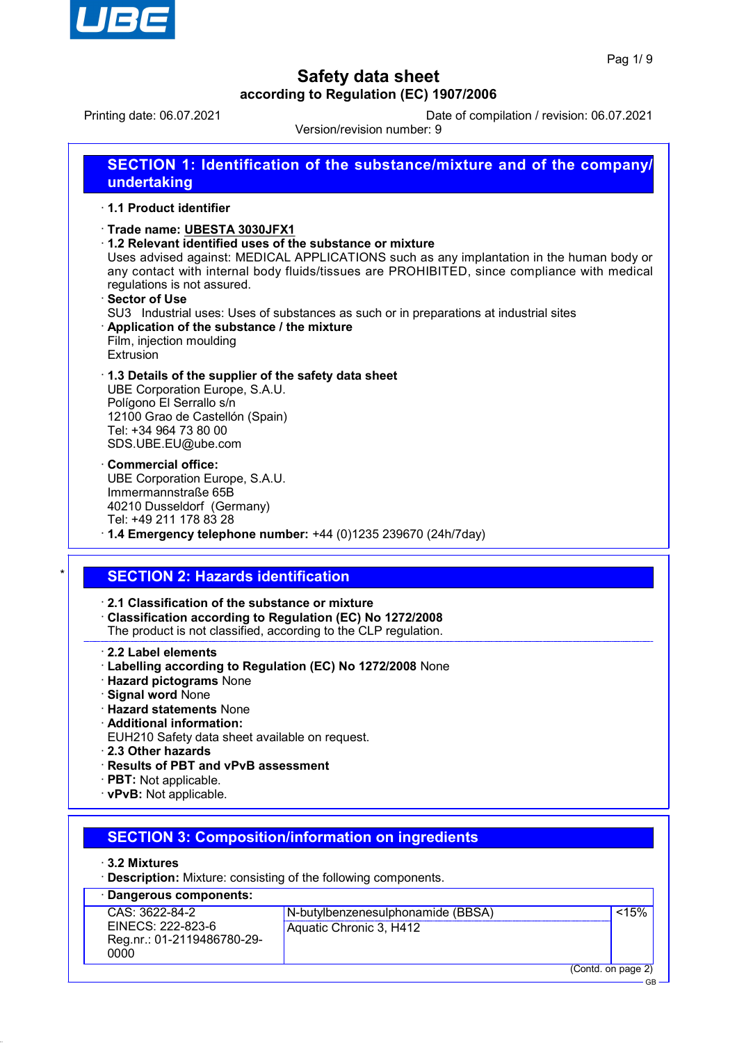# Safety data sheet

**according to Regulation (EC) 1907/2006**

Printing date: 06.07.2021 Date of compilation / revision: 06.07.2021

Version/revision number: 9

## SECTION 1: Identification of the substance/mixture and of the company/ undertaking

· **1.1 Product identifier**

· **Trade name: UBESTA 3030JFX1**

· **1.2 Relevant identified uses of the substance or mixture**

Uses advised against: MEDICAL APPLICATIONS such as any implantation in the human body or any contact with internal body fluids/tissues are PROHIBITED, since compliance with medical regulations is not assured.

· **Sector of Use**

SU3 Industrial uses: Uses of substances as such or in preparations at industrial sites

· **Application of the substance / the mixture**

Film, injection moulding

Extrusion

· **1.3 Details of the supplier of the safety data sheet**

UBE Corporation Europe, S.A.U.

Polígono El Serrallo s/n

12100 Grao de Castellón (Spain)

Tel: +34 964 73 80 00

SDS.UBE.EU@ube.com

· **Commercial office:**

UBE Corporation Europe, S.A.U.

Immermannstraße 65B

40210 Dusseldorf (Germany)

Tel: +49 211 178 83 28

· **1.4 Emergency telephone number:** +44 (0)1235 239670 (24h/7day)

## SECTION 2: Hazards identification

· **2.1 Classification of the substance or mixture**

· **Classification according to Regulation (EC) No 1272/2008**

The product is not classified, according to the CLP regulation.

· **2.2 Label elements**

· **Labelling according to Regulation (EC) No 1272/2008** None

· **Hazard pictograms** None

· **Signal word** None

· **Hazard statements** None

· **Additional information:**

EUH210 Safety data sheet available on request.

· **2.3 Other hazards**

· **Results of PBT and vPvB assessment**

· **PBT:** Not applicable.

· **vPvB:** Not applicable.

## SECTION 3: Composition/information on ingredients

· **3.2 Mixtures**

· **Description:** Mixture: consisting of the following components.

· **Dangerous components:**

| | | |
|---|---|---|
| CAS: 3622-84-2<br>EINECS: 222-823-6<br>Reg.nr.: 01-2119486780-29-0000 | N-butylbenzenesulphonamide (BBSA)<br>Aquatic Chronic 3, H412 | <15% |

(Contd. on page 2)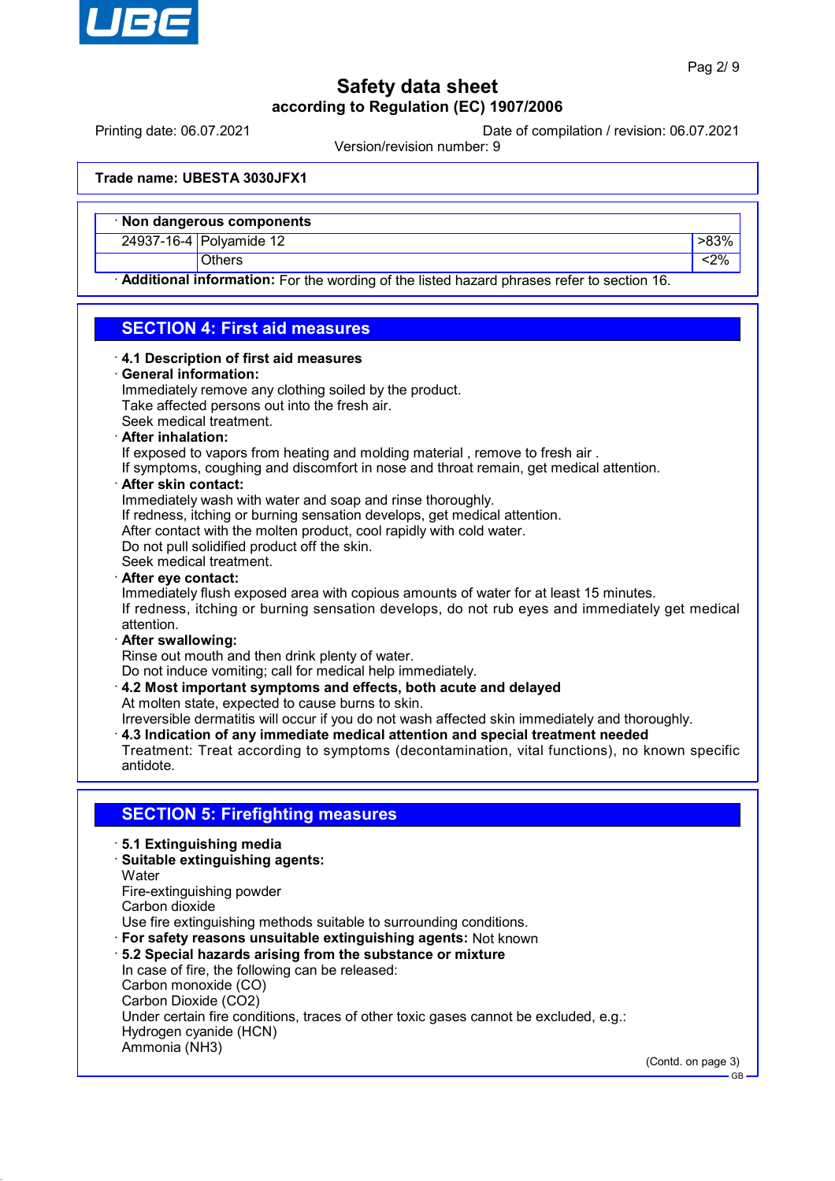**Trade name: UBESTA 3030JFX1**

| · Non dangerous components | | |
|---|---|---|
| 24937-16-4 | Polyamide 12 | >83% |
| | Others | <2% |

· **Additional information:** For the wording of the listed hazard phrases refer to section 16.

## SECTION 4: First aid measures

· **4.1 Description of first aid measures**

· **General information:**
Immediately remove any clothing soiled by the product.
Take affected persons out into the fresh air.
Seek medical treatment.

· **After inhalation:**
If exposed to vapors from heating and molding material , remove to fresh air .
If symptoms, coughing and discomfort in nose and throat remain, get medical attention.

· **After skin contact:**
Immediately wash with water and soap and rinse thoroughly.
If redness, itching or burning sensation develops, get medical attention.
After contact with the molten product, cool rapidly with cold water.
Do not pull solidified product off the skin.
Seek medical treatment.

· **After eye contact:**
Immediately flush exposed area with copious amounts of water for at least 15 minutes.
If redness, itching or burning sensation develops, do not rub eyes and immediately get medical attention.

· **After swallowing:**
Rinse out mouth and then drink plenty of water.
Do not induce vomiting; call for medical help immediately.

· **4.2 Most important symptoms and effects, both acute and delayed**
At molten state, expected to cause burns to skin.
Irreversible dermatitis will occur if you do not wash affected skin immediately and thoroughly.

· **4.3 Indication of any immediate medical attention and special treatment needed**
Treatment: Treat according to symptoms (decontamination, vital functions), no known specific antidote.

## SECTION 5: Firefighting measures

· **5.1 Extinguishing media**

· **Suitable extinguishing agents:**
Water
Fire-extinguishing powder
Carbon dioxide
Use fire extinguishing methods suitable to surrounding conditions.

· **For safety reasons unsuitable extinguishing agents:** Not known

· **5.2 Special hazards arising from the substance or mixture**
In case of fire, the following can be released:
Carbon monoxide (CO)
Carbon Dioxide ($CO_2$)
Under certain fire conditions, traces of other toxic gases cannot be excluded, e.g.:
Hydrogen cyanide (HCN)
Ammonia ($NH_3$)

(Contd. on page 3)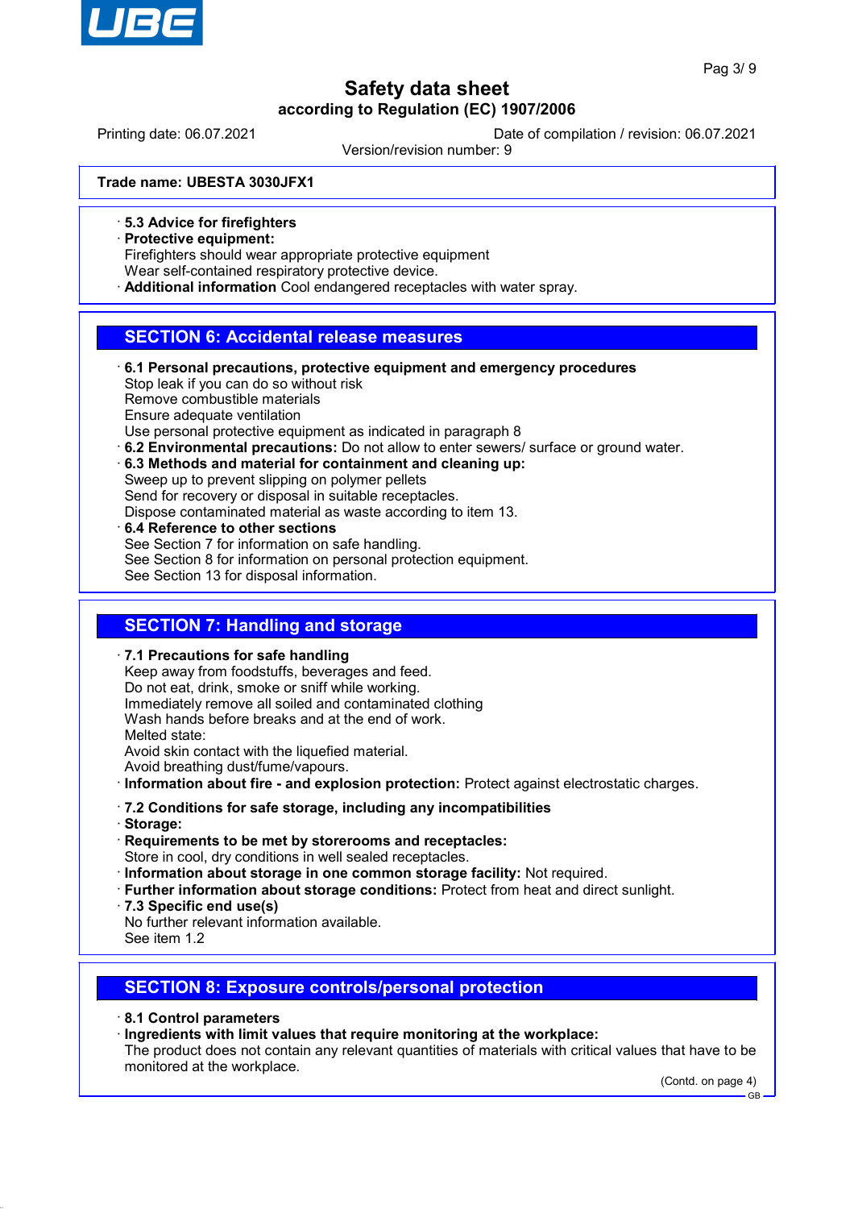Trade name: UBESTA 3030JFX1

· **5.3 Advice for firefighters**
· **Protective equipment:**
Firefighters should wear appropriate protective equipment
Wear self-contained respiratory protective device.
· **Additional information** Cool endangered receptacles with water spray.

## SECTION 6: Accidental release measures

· **6.1 Personal precautions, protective equipment and emergency procedures**
Stop leak if you can do so without risk
Remove combustible materials
Ensure adequate ventilation
Use personal protective equipment as indicated in paragraph 8
· **6.2 Environmental precautions:** Do not allow to enter sewers/ surface or ground water.
· **6.3 Methods and material for containment and cleaning up:**
Sweep up to prevent slipping on polymer pellets
Send for recovery or disposal in suitable receptacles.
Dispose contaminated material as waste according to item 13.
· **6.4 Reference to other sections**
See Section 7 for information on safe handling.
See Section 8 for information on personal protection equipment.
See Section 13 for disposal information.

## SECTION 7: Handling and storage

· **7.1 Precautions for safe handling**
Keep away from foodstuffs, beverages and feed.
Do not eat, drink, smoke or sniff while working.
Immediately remove all soiled and contaminated clothing
Wash hands before breaks and at the end of work.
Melted state:
Avoid skin contact with the liquefied material.
Avoid breathing dust/fume/vapours.
· **Information about fire - and explosion protection:** Protect against electrostatic charges.

· **7.2 Conditions for safe storage, including any incompatibilities**
· **Storage:**
· **Requirements to be met by storerooms and receptacles:**
Store in cool, dry conditions in well sealed receptacles.
· **Information about storage in one common storage facility:** Not required.
· **Further information about storage conditions:** Protect from heat and direct sunlight.
· **7.3 Specific end use(s)**
No further relevant information available.
See item 1.2

## SECTION 8: Exposure controls/personal protection

· **8.1 Control parameters**
· **Ingredients with limit values that require monitoring at the workplace:**
The product does not contain any relevant quantities of materials with critical values that have to be monitored at the workplace.

(Contd. on page 4)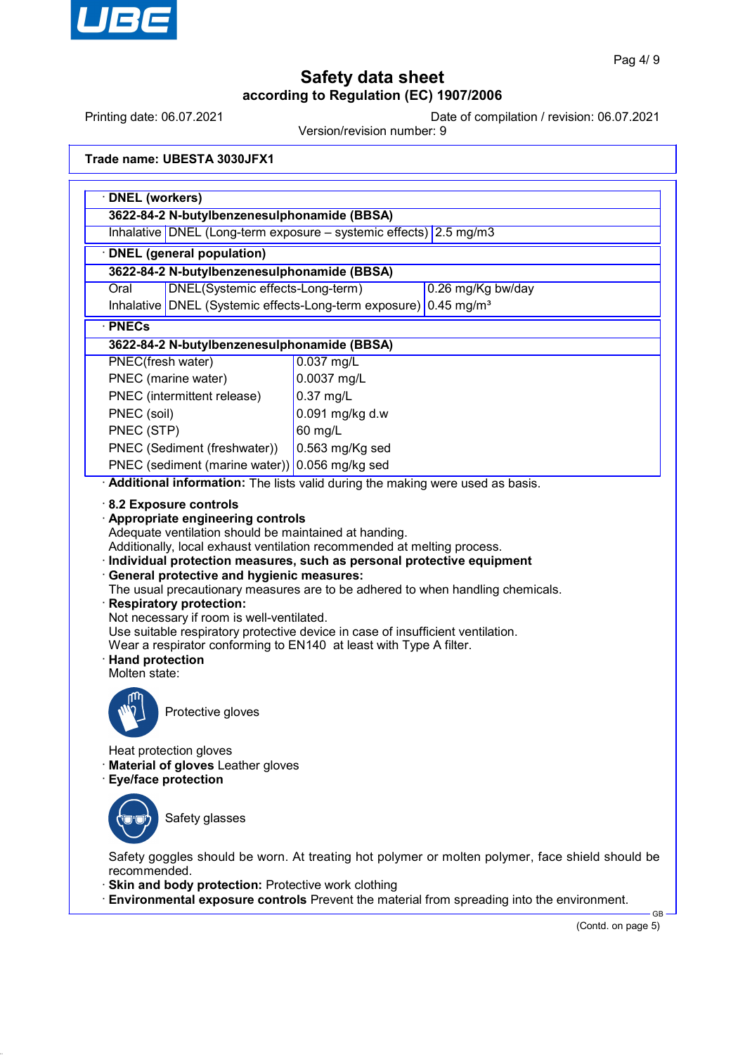**Trade name: UBESTA 3030JFX1**

· **DNEL (workers)**

| **3622-84-2 N-butylbenzenesulphonamide (BBSA)** | | |
|---|---|---|
| Inhalative | DNEL (Long-term exposure – systemic effects) | 2.5 mg/m3 |

· **DNEL (general population)**

| **3622-84-2 N-butylbenzenesulphonamide (BBSA)** | | |
|---|---|---|
| Oral | DNEL(Systemic effects-Long-term) | 0.26 mg/Kg bw/day |
| Inhalative | DNEL (Systemic effects-Long-term exposure) | 0.45 mg/m³ |

· **PNECs**

| **3622-84-2 N-butylbenzenesulphonamide (BBSA)** | |
|---|---|
| PNEC(fresh water) | 0.037 mg/L |
| PNEC (marine water) | 0.0037 mg/L |
| PNEC (intermittent release) | 0.37 mg/L |
| PNEC (soil) | 0.091 mg/kg d.w |
| PNEC (STP) | 60 mg/L |
| PNEC (Sediment (freshwater)) | 0.563 mg/Kg sed |
| PNEC (sediment (marine water)) | 0.056 mg/kg sed |

· **Additional information:** The lists valid during the making were used as basis.

· **8.2 Exposure controls**

· **Appropriate engineering controls**
Adequate ventilation should be maintained at handing.
Additionally, local exhaust ventilation recommended at melting process.

· **Individual protection measures, such as personal protective equipment**

· **General protective and hygienic measures:**
The usual precautionary measures are to be adhered to when handling chemicals.

· **Respiratory protection:**
Not necessary if room is well-ventilated.
Use suitable respiratory protective device in case of insufficient ventilation.
Wear a respirator conforming to EN140 at least with Type A filter.

· **Hand protection**
Molten state:

Protective gloves

Heat protection gloves

· **Material of gloves** Leather gloves

· **Eye/face protection**

Safety glasses

Safety goggles should be worn. At treating hot polymer or molten polymer, face shield should be recommended.

· **Skin and body protection:** Protective work clothing

· **Environmental exposure controls** Prevent the material from spreading into the environment.

(Contd. on page 5)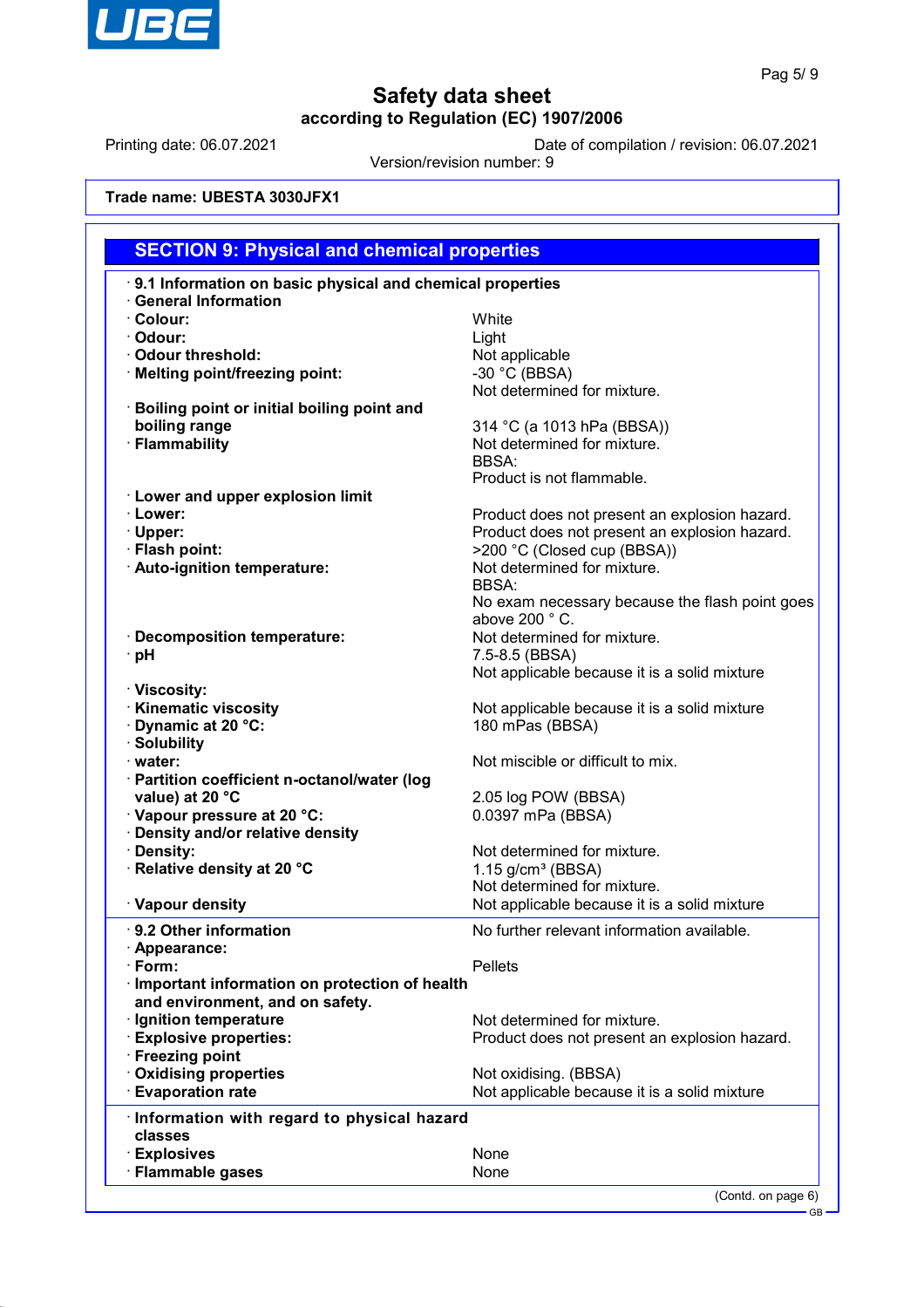Printing date: 06.07.2021

Date of compilation / revision: 06.07.2021

Version/revision number: 9

**Trade name: UBESTA 3030JFX1**

## SECTION 9: Physical and chemical properties

| | |
|---|---|
| **· 9.1 Information on basic physical and chemical properties** | |
| **· General Information** | |
| **· Colour:** | White |
| **· Odour:** | Light |
| **· Odour threshold:** | Not applicable |
| **· Melting point/freezing point:** | -30 °C (BBSA)<br>Not determined for mixture. |
| **· Boiling point or initial boiling point and boiling range** | 314 °C (a 1013 hPa (BBSA)) |
| **· Flammability** | Not determined for mixture.<br>BBSA:<br>Product is not flammable. |
| **· Lower and upper explosion limit** | |
| **· Lower:** | Product does not present an explosion hazard. |
| **· Upper:** | Product does not present an explosion hazard. |
| **· Flash point:** | >200 °C (Closed cup (BBSA)) |
| **· Auto-ignition temperature:** | Not determined for mixture.<br>BBSA:<br>No exam necessary because the flash point goes above 200 ° C. |
| **· Decomposition temperature:** | Not determined for mixture. |
| **· pH** | 7.5-8.5 (BBSA)<br>Not applicable because it is a solid mixture |
| **· Viscosity:** | |
| **· Kinematic viscosity** | Not applicable because it is a solid mixture |
| **· Dynamic at 20 °C:** | 180 mPas (BBSA) |
| **· Solubility** | |
| **· water:** | Not miscible or difficult to mix. |
| **· Partition coefficient n-octanol/water (log value) at 20 °C** | 2.05 log POW (BBSA) |
| **· Vapour pressure at 20 °C:** | 0.0397 mPa (BBSA) |
| **· Density and/or relative density** | |
| **· Density:** | Not determined for mixture. |
| **· Relative density at 20 °C** | 1.15 g/cm³ (BBSA)<br>Not determined for mixture. |
| **· Vapour density** | Not applicable because it is a solid mixture |
| **· 9.2 Other information** | No further relevant information available. |
| **· Appearance:** | |
| **· Form:** | Pellets |
| **· Important information on protection of health and environment, and on safety.** | |
| **· Ignition temperature** | Not determined for mixture. |
| **· Explosive properties:** | Product does not present an explosion hazard. |
| **· Freezing point** | |
| **· Oxidising properties** | Not oxidising. (BBSA) |
| **· Evaporation rate** | Not applicable because it is a solid mixture |
| **· Information with regard to physical hazard classes** | |
| **· Explosives** | None |
| **· Flammable gases** | None |

(Contd. on page 6)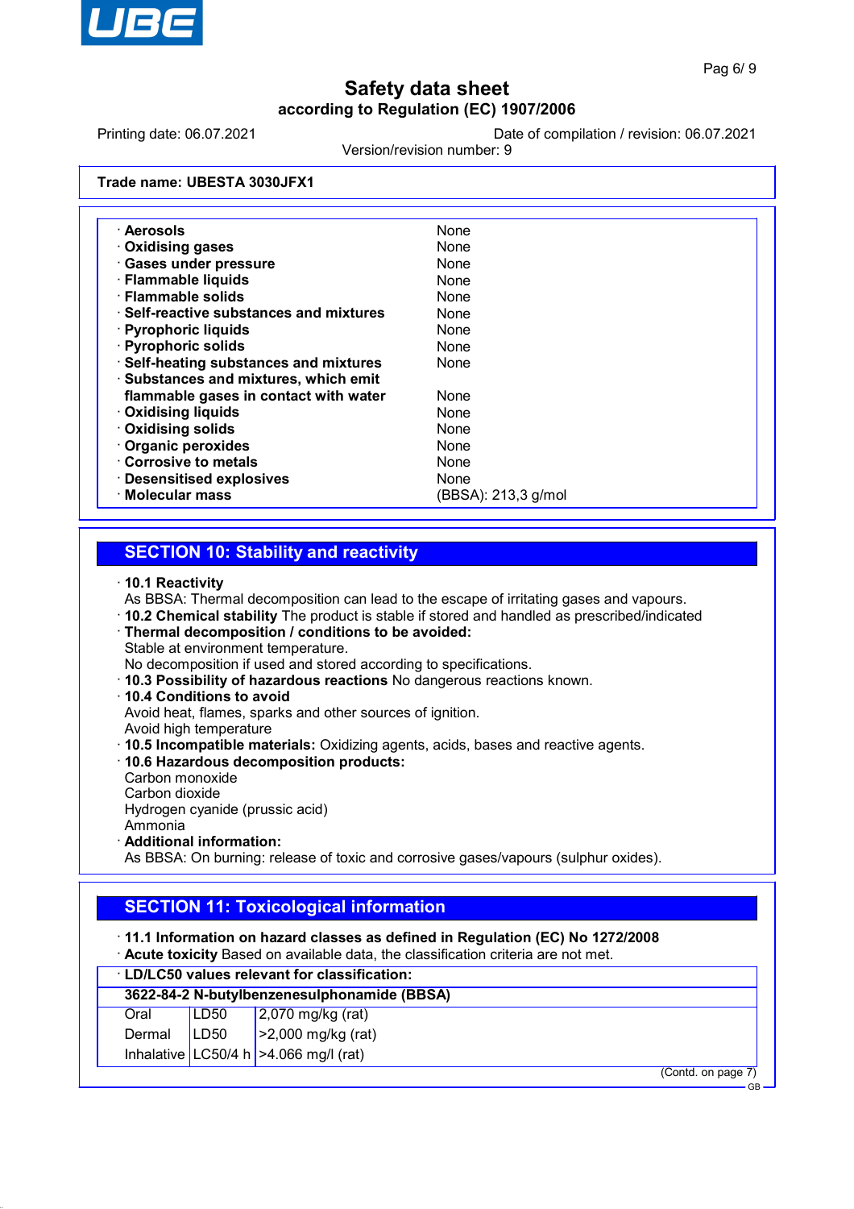**Trade name: UBESTA 3030JFX1**

| | |
|---|---|
| · **Aerosols** | None |
| · **Oxidising gases** | None |
| · **Gases under pressure** | None |
| · **Flammable liquids** | None |
| · **Flammable solids** | None |
| · **Self-reactive substances and mixtures** | None |
| · **Pyrophoric liquids** | None |
| · **Pyrophoric solids** | None |
| · **Self-heating substances and mixtures** | None |
| · **Substances and mixtures, which emit flammable gases in contact with water** | None |
| · **Oxidising liquids** | None |
| · **Oxidising solids** | None |
| · **Organic peroxides** | None |
| · **Corrosive to metals** | None |
| · **Desensitised explosives** | None |
| · **Molecular mass** | (BBSA): 213,3 g/mol |

## SECTION 10: Stability and reactivity

· **10.1 Reactivity**
As BBSA: Thermal decomposition can lead to the escape of irritating gases and vapours.
· **10.2 Chemical stability** The product is stable if stored and handled as prescribed/indicated
· **Thermal decomposition / conditions to be avoided:**
Stable at environment temperature.
No decomposition if used and stored according to specifications.
· **10.3 Possibility of hazardous reactions** No dangerous reactions known.
· **10.4 Conditions to avoid**
Avoid heat, flames, sparks and other sources of ignition.
Avoid high temperature
· **10.5 Incompatible materials:** Oxidizing agents, acids, bases and reactive agents.
· **10.6 Hazardous decomposition products:**
Carbon monoxide
Carbon dioxide
Hydrogen cyanide (prussic acid)
Ammonia
· **Additional information:**
As BBSA: On burning: release of toxic and corrosive gases/vapours (sulphur oxides).

## SECTION 11: Toxicological information

· **11.1 Information on hazard classes as defined in Regulation (EC) No 1272/2008**
· **Acute toxicity** Based on available data, the classification criteria are not met.

· **LD/LC50 values relevant for classification:**

| **3622-84-2 N-butylbenzenesulphonamide (BBSA)** | | |
|---|---|---|
| Oral | LD50 | 2,070 mg/kg (rat) |
| Dermal | LD50 | >2,000 mg/kg (rat) |
| Inhalative | LC50/4 h | >4.066 mg/l (rat) |

(Contd. on page 7)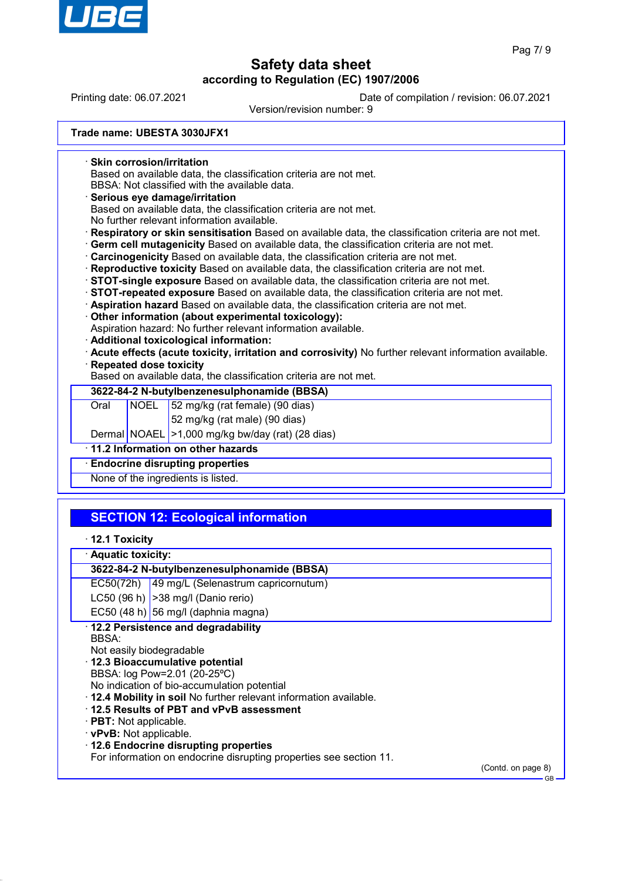# Safety data sheet

**according to Regulation (EC) 1907/2006**

Printing date: 06.07.2021 Date of compilation / revision: 06.07.2021

Version/revision number: 9

**Trade name: UBESTA 3030JFX1**

· **Skin corrosion/irritation**
Based on available data, the classification criteria are not met.
BBSA: Not classified with the available data.

· **Serious eye damage/irritation**
Based on available data, the classification criteria are not met.
No further relevant information available.

· **Respiratory or skin sensitisation** Based on available data, the classification criteria are not met.

· **Germ cell mutagenicity** Based on available data, the classification criteria are not met.

· **Carcinogenicity** Based on available data, the classification criteria are not met.

· **Reproductive toxicity** Based on available data, the classification criteria are not met.

· **STOT-single exposure** Based on available data, the classification criteria are not met.

· **STOT-repeated exposure** Based on available data, the classification criteria are not met.

· **Aspiration hazard** Based on available data, the classification criteria are not met.

· **Other information (about experimental toxicology):**
Aspiration hazard: No further relevant information available.

· **Additional toxicological information:**

· **Acute effects (acute toxicity, irritation and corrosivity)** No further relevant information available.

· **Repeated dose toxicity**
Based on available data, the classification criteria are not met.

| **3622-84-2 N-butylbenzenesulphonamide (BBSA)** | | |
|---|---|---|
| Oral | NOEL | 52 mg/kg (rat female) (90 dias) |
| | | 52 mg/kg (rat male) (90 dias) |
| Dermal | NOAEL | >1,000 mg/kg bw/day (rat) (28 dias) |

· **11.2 Information on other hazards**

· **Endocrine disrupting properties**

None of the ingredients is listed.

## SECTION 12: Ecological information

· **12.1 Toxicity**

· **Aquatic toxicity:**

| **3622-84-2 N-butylbenzenesulphonamide (BBSA)** | |
|---|---|
| EC50(72h) | 49 mg/L (Selenastrum capricornutum) |
| LC50 (96 h) | >38 mg/l (Danio rerio) |
| EC50 (48 h) | 56 mg/l (daphnia magna) |

· **12.2 Persistence and degradability**
BBSA:
Not easily biodegradable

· **12.3 Bioaccumulative potential**
BBSA: log Pow=2.01 (20-25ºC)
No indication of bio-accumulation potential

· **12.4 Mobility in soil** No further relevant information available.

· **12.5 Results of PBT and vPvB assessment**

· **PBT:** Not applicable.

· **vPvB:** Not applicable.

· **12.6 Endocrine disrupting properties**
For information on endocrine disrupting properties see section 11.

(Contd. on page 8)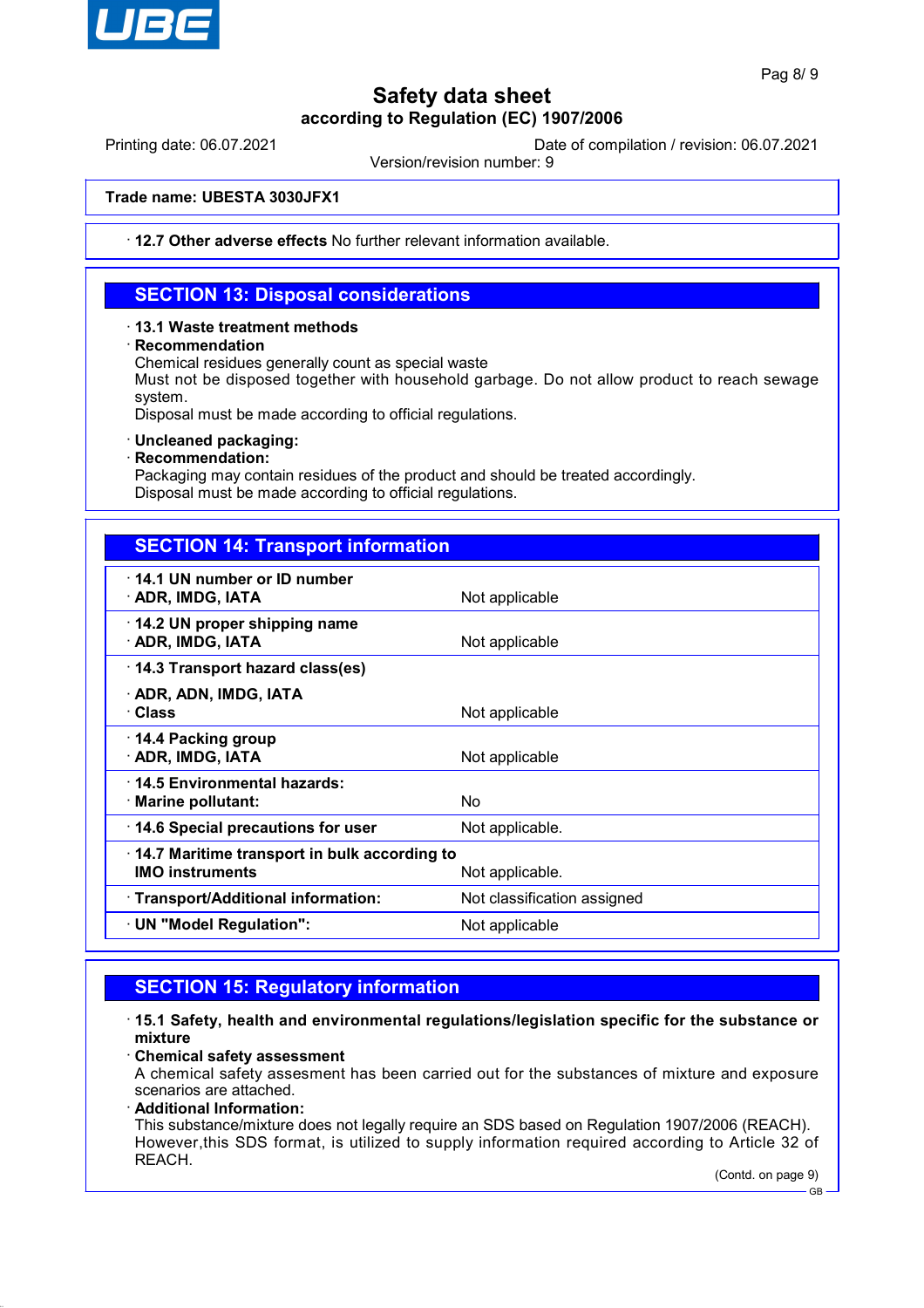**Trade name: UBESTA 3030JFX1**

· **12.7 Other adverse effects** No further relevant information available.

## SECTION 13: Disposal considerations

· **13.1 Waste treatment methods**
· **Recommendation**
Chemical residues generally count as special waste
Must not be disposed together with household garbage. Do not allow product to reach sewage system.
Disposal must be made according to official regulations.

· **Uncleaned packaging:**
· **Recommendation:**
Packaging may contain residues of the product and should be treated accordingly.
Disposal must be made according to official regulations.

## SECTION 14: Transport information

| | |
|---|---|
| · **14.1 UN number or ID number**<br>· **ADR, IMDG, IATA** | Not applicable |
| · **14.2 UN proper shipping name**<br>· **ADR, IMDG, IATA** | Not applicable |
| · **14.3 Transport hazard class(es)**<br>· **ADR, ADN, IMDG, IATA**<br>· **Class** | Not applicable |
| · **14.4 Packing group**<br>· **ADR, IMDG, IATA** | Not applicable |
| · **14.5 Environmental hazards:**<br>· **Marine pollutant:** | No |
| · **14.6 Special precautions for user** | Not applicable. |
| · **14.7 Maritime transport in bulk according to IMO instruments** | Not applicable. |
| · **Transport/Additional information:** | Not classification assigned |
| · **UN "Model Regulation":** | Not applicable |

## SECTION 15: Regulatory information

· **15.1 Safety, health and environmental regulations/legislation specific for the substance or mixture**
· **Chemical safety assessment**
A chemical safety assesment has been carried out for the substances of mixture and exposure scenarios are attached.
· **Additional Information:**
This substance/mixture does not legally require an SDS based on Regulation 1907/2006 (REACH). However,this SDS format, is utilized to supply information required according to Article 32 of REACH.

(Contd. on page 9)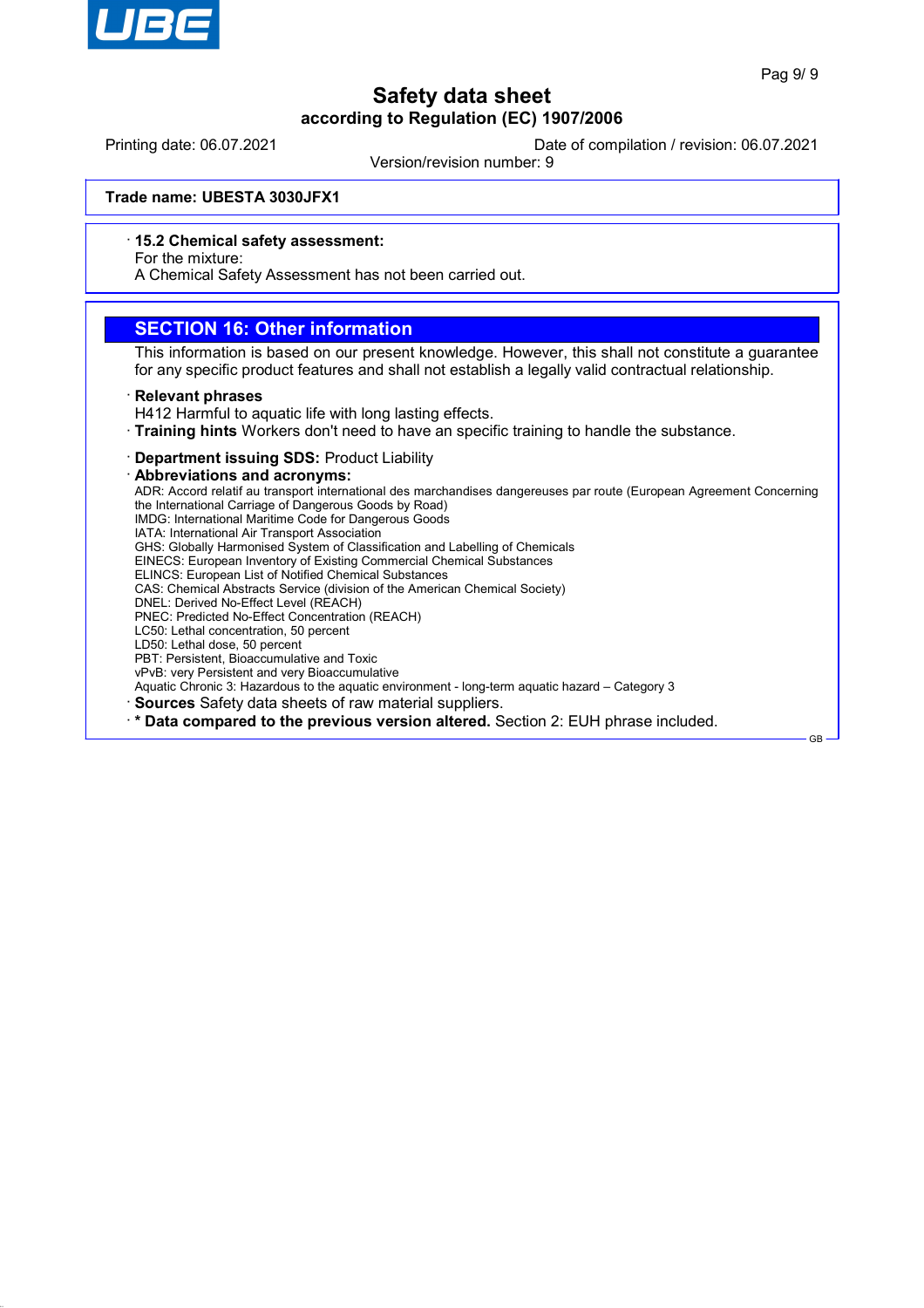Trade name: UBESTA 3030JFX1

· **15.2 Chemical safety assessment:**
For the mixture:
A Chemical Safety Assessment has not been carried out.

## SECTION 16: Other information

This information is based on our present knowledge. However, this shall not constitute a guarantee for any specific product features and shall not establish a legally valid contractual relationship.

· **Relevant phrases**
H412 Harmful to aquatic life with long lasting effects.
· **Training hints** Workers don't need to have an specific training to handle the substance.

· **Department issuing SDS:** Product Liability
· **Abbreviations and acronyms:**
ADR: Accord relatif au transport international des marchandises dangereuses par route (European Agreement Concerning the International Carriage of Dangerous Goods by Road)
IMDG: International Maritime Code for Dangerous Goods
IATA: International Air Transport Association
GHS: Globally Harmonised System of Classification and Labelling of Chemicals
EINECS: European Inventory of Existing Commercial Chemical Substances
ELINCS: European List of Notified Chemical Substances
CAS: Chemical Abstracts Service (division of the American Chemical Society)
DNEL: Derived No-Effect Level (REACH)
PNEC: Predicted No-Effect Concentration (REACH)
LC50: Lethal concentration, 50 percent
LD50: Lethal dose, 50 percent
PBT: Persistent, Bioaccumulative and Toxic
vPvB: very Persistent and very Bioaccumulative
Aquatic Chronic 3: Hazardous to the aquatic environment - long-term aquatic hazard – Category 3
· **Sources** Safety data sheets of raw material suppliers.
· **\* Data compared to the previous version altered.** Section 2: EUH phrase included.